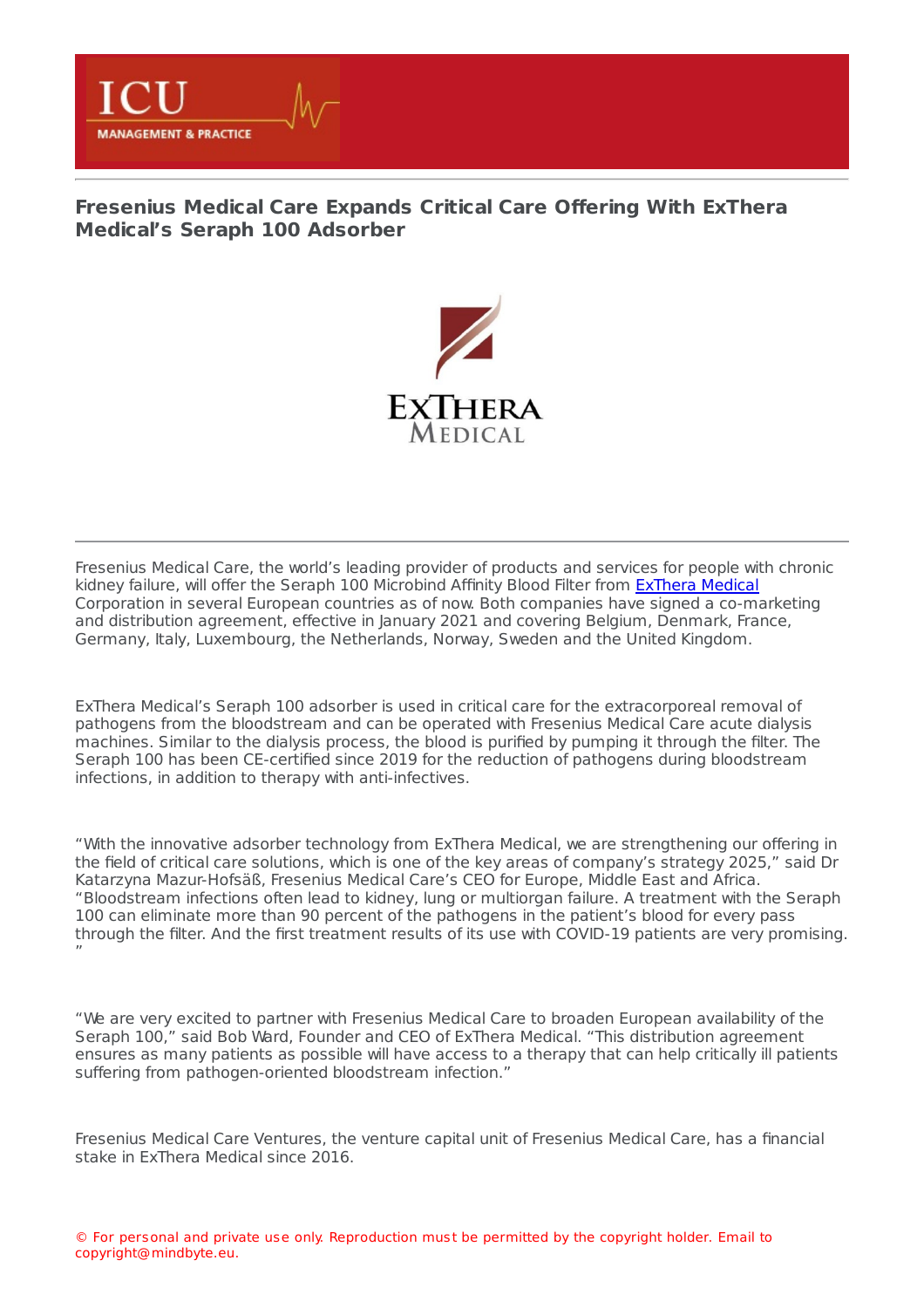# Fresenius Medical Care Expands Critical Care Offering With ExThera Medical's Seraph 100 Adsorber

Fresenius Medical Care, the world's leading provider of products and services for people with chronic kidney failure, will offer the Seraph 100 Microbind Affinity Blood Filter from ExThera Medical Corporation in several European countries as of now. Both companies have signed a co-marketing and distribution agreement, effective in January 2021 and covering Belgium, Denmark, France, Germany, Italy, Luxembourg, the Netherlands, Norway, Sweden and the United Kingdom.

ExThera Medical's Seraph 100 adsorber is used in critical care for the extracorporeal removal of pathogens from the bloodstream and can be operated with Fresenius Medical Care acute dialysis machines. Similar to the dialysis process, the blood is purified by pumping it through the filter. The Seraph 100 has been CE-certified since 2019 for the reduction of pathogens during bloodstream infections, in addition to therapy with anti-infectives.

"With the innovative adsorber technology from ExThera Medical, we are strengthening our offering in the field of critical care solutions, which is one of the key areas of company's strategy 2025," said Dr Katarzyna Mazur-Hofsäß, Fresenius Medical Care's CEO for Europe, Middle East and Africa. "Bloodstream infections often lead to kidney, lung or multiorgan failure. A treatment with the Seraph 100 can eliminate more than 90 percent of the pathogens in the patient's blood for every pass through the filter. And the first treatment results of its use with COVID-19 patients are very promising."

"We are very excited to partner with Fresenius Medical Care to broaden European availability of the Seraph 100," said Bob Ward, Founder and CEO of ExThera Medical. "This distribution agreement ensures as many patients as possible will have access to a therapy that can help critically ill patients suffering from pathogen-oriented bloodstream infection."

Fresenius Medical Care Ventures, the venture capital unit of Fresenius Medical Care, has a financial stake in ExThera Medical since 2016.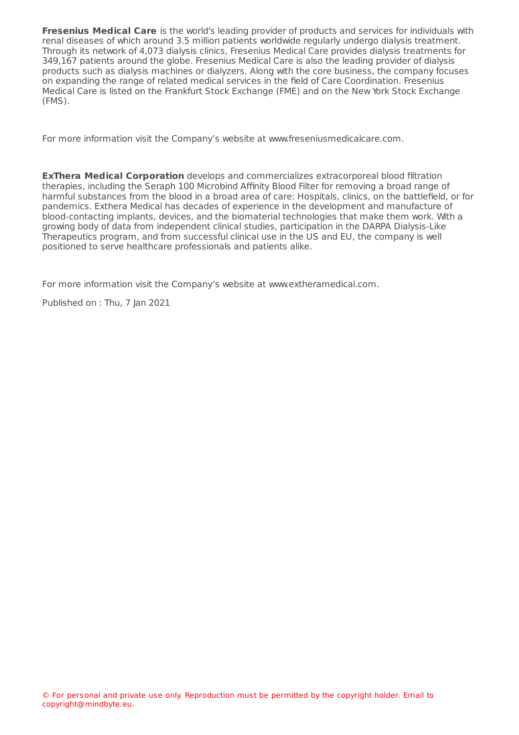**Fresenius Medical Care** is the world's leading provider of products and services for individuals with renal diseases of which around 3.5 million patients worldwide regularly undergo dialysis treatment. Through its network of 4,073 dialysis clinics, Fresenius Medical Care provides dialysis treatments for 349,167 patients around the globe. Fresenius Medical Care is also the leading provider of dialysis products such as dialysis machines or dialyzers. Along with the core business, the company focuses on expanding the range of related medical services in the field of Care Coordination. Fresenius Medical Care is listed on the Frankfurt Stock Exchange (FME) and on the New York Stock Exchange (FMS).

For more information visit the Company's website at www.freseniusmedicalcare.com.

**ExThera Medical Corporation** develops and commercializes extracorporeal blood filtration therapies, including the Seraph 100 Microbind Affinity Blood Filter for removing a broad range of harmful substances from the blood in a broad area of care: Hospitals, clinics, on the battlefield, or for pandemics. Exthera Medical has decades of experience in the development and manufacture of blood-contacting implants, devices, and the biomaterial technologies that make them work. With a growing body of data from independent clinical studies, participation in the DARPA Dialysis-Like Therapeutics program, and from successful clinical use in the US and EU, the company is well positioned to serve healthcare professionals and patients alike.

For more information visit the Company's website at www.extheramedical.com.

Published on : Thu, 7 Jan 2021

© For personal and private use only. Reproduction must be permitted by the copyright holder. Email to copyright@mindbyte.eu.